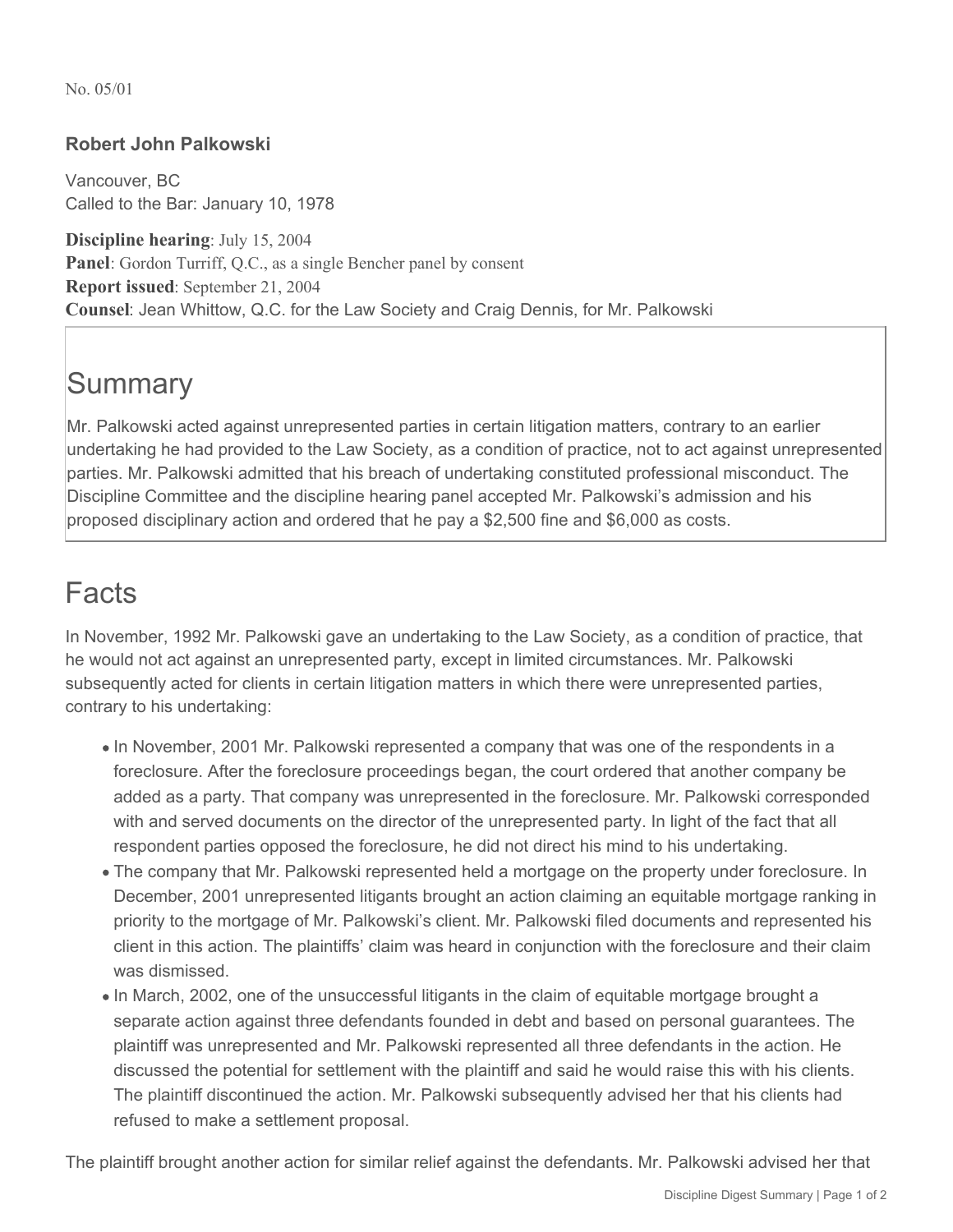No. 05/01

**Robert John Palkowski**

Vancouver, BC
Called to the Bar: January 10, 1978

**Discipline hearing**: July 15, 2004
**Panel**: Gordon Turriff, Q.C., as a single Bencher panel by consent
**Report issued**: September 21, 2004
**Counsel**: Jean Whittow, Q.C. for the Law Society and Craig Dennis, for Mr. Palkowski

# Summary

Mr. Palkowski acted against unrepresented parties in certain litigation matters, contrary to an earlier undertaking he had provided to the Law Society, as a condition of practice, not to act against unrepresented parties. Mr. Palkowski admitted that his breach of undertaking constituted professional misconduct. The Discipline Committee and the discipline hearing panel accepted Mr. Palkowski's admission and his proposed disciplinary action and ordered that he pay a $2,500 fine and $6,000 as costs.

# Facts

In November, 1992 Mr. Palkowski gave an undertaking to the Law Society, as a condition of practice, that he would not act against an unrepresented party, except in limited circumstances. Mr. Palkowski subsequently acted for clients in certain litigation matters in which there were unrepresented parties, contrary to his undertaking:

- In November, 2001 Mr. Palkowski represented a company that was one of the respondents in a foreclosure. After the foreclosure proceedings began, the court ordered that another company be added as a party. That company was unrepresented in the foreclosure. Mr. Palkowski corresponded with and served documents on the director of the unrepresented party. In light of the fact that all respondent parties opposed the foreclosure, he did not direct his mind to his undertaking.
- The company that Mr. Palkowski represented held a mortgage on the property under foreclosure. In December, 2001 unrepresented litigants brought an action claiming an equitable mortgage ranking in priority to the mortgage of Mr. Palkowski's client. Mr. Palkowski filed documents and represented his client in this action. The plaintiffs' claim was heard in conjunction with the foreclosure and their claim was dismissed.
- In March, 2002, one of the unsuccessful litigants in the claim of equitable mortgage brought a separate action against three defendants founded in debt and based on personal guarantees. The plaintiff was unrepresented and Mr. Palkowski represented all three defendants in the action. He discussed the potential for settlement with the plaintiff and said he would raise this with his clients. The plaintiff discontinued the action. Mr. Palkowski subsequently advised her that his clients had refused to make a settlement proposal.

The plaintiff brought another action for similar relief against the defendants. Mr. Palkowski advised her that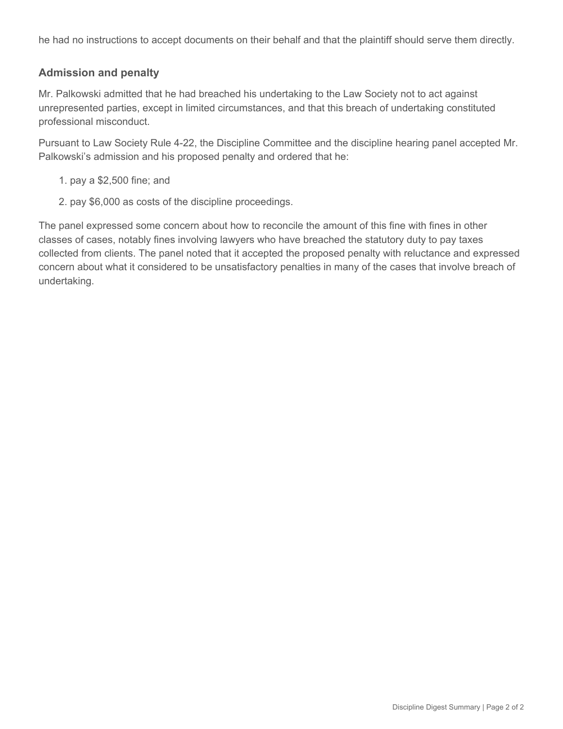he had no instructions to accept documents on their behalf and that the plaintiff should serve them directly.

### Admission and penalty

Mr. Palkowski admitted that he had breached his undertaking to the Law Society not to act against unrepresented parties, except in limited circumstances, and that this breach of undertaking constituted professional misconduct.

Pursuant to Law Society Rule 4-22, the Discipline Committee and the discipline hearing panel accepted Mr. Palkowski's admission and his proposed penalty and ordered that he:

1. pay a $2,500 fine; and
2. pay $6,000 as costs of the discipline proceedings.

The panel expressed some concern about how to reconcile the amount of this fine with fines in other classes of cases, notably fines involving lawyers who have breached the statutory duty to pay taxes collected from clients. The panel noted that it accepted the proposed penalty with reluctance and expressed concern about what it considered to be unsatisfactory penalties in many of the cases that involve breach of undertaking.